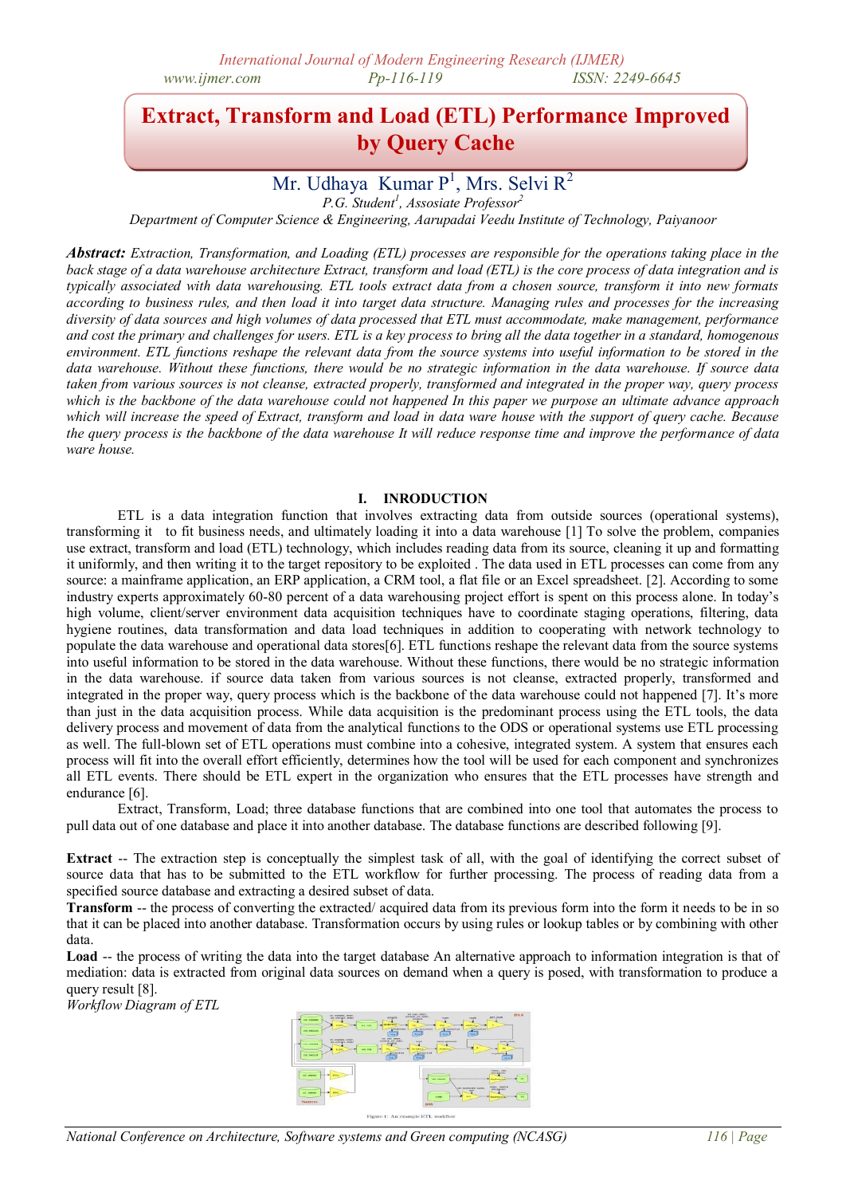# Extract, Transform and Load (ETL) Performance Improved by Query Cache

Mr. Udhaya Kumar P[1], Mrs. Selvi R[2]

*P.G. Student[1], Assoiate Professor[2]*

*Department of Computer Science & Engineering, Aarupadai Veedu Institute of Technology, Paiyanoor*

***Abstract:*** *Extraction, Transformation, and Loading (ETL) processes are responsible for the operations taking place in the back stage of a data warehouse architecture Extract, transform and load (ETL) is the core process of data integration and is typically associated with data warehousing. ETL tools extract data from a chosen source, transform it into new formats according to business rules, and then load it into target data structure. Managing rules and processes for the increasing diversity of data sources and high volumes of data processed that ETL must accommodate, make management, performance and cost the primary and challenges for users. ETL is a key process to bring all the data together in a standard, homogenous environment. ETL functions reshape the relevant data from the source systems into useful information to be stored in the data warehouse. Without these functions, there would be no strategic information in the data warehouse. If source data taken from various sources is not cleanse, extracted properly, transformed and integrated in the proper way, query process which is the backbone of the data warehouse could not happened In this paper we purpose an ultimate advance approach which will increase the speed of Extract, transform and load in data ware house with the support of query cache. Because the query process is the backbone of the data warehouse It will reduce response time and improve the performance of data ware house.*

## I. INRODUCTION

ETL is a data integration function that involves extracting data from outside sources (operational systems), transforming it to fit business needs, and ultimately loading it into a data warehouse [1] To solve the problem, companies use extract, transform and load (ETL) technology, which includes reading data from its source, cleaning it up and formatting it uniformly, and then writing it to the target repository to be exploited . The data used in ETL processes can come from any source: a mainframe application, an ERP application, a CRM tool, a flat file or an Excel spreadsheet. [2]. According to some industry experts approximately 60-80 percent of a data warehousing project effort is spent on this process alone. In today's high volume, client/server environment data acquisition techniques have to coordinate staging operations, filtering, data hygiene routines, data transformation and data load techniques in addition to cooperating with network technology to populate the data warehouse and operational data stores[6]. ETL functions reshape the relevant data from the source systems into useful information to be stored in the data warehouse. Without these functions, there would be no strategic information in the data warehouse. if source data taken from various sources is not cleanse, extracted properly, transformed and integrated in the proper way, query process which is the backbone of the data warehouse could not happened [7]. It's more than just in the data acquisition process. While data acquisition is the predominant process using the ETL tools, the data delivery process and movement of data from the analytical functions to the ODS or operational systems use ETL processing as well. The full-blown set of ETL operations must combine into a cohesive, integrated system. A system that ensures each process will fit into the overall effort efficiently, determines how the tool will be used for each component and synchronizes all ETL events. There should be ETL expert in the organization who ensures that the ETL processes have strength and endurance [6].

Extract, Transform, Load; three database functions that are combined into one tool that automates the process to pull data out of one database and place it into another database. The database functions are described following [9].

**Extract** -- The extraction step is conceptually the simplest task of all, with the goal of identifying the correct subset of source data that has to be submitted to the ETL workflow for further processing. The process of reading data from a specified source database and extracting a desired subset of data.

**Transform** -- the process of converting the extracted/ acquired data from its previous form into the form it needs to be in so that it can be placed into another database. Transformation occurs by using rules or lookup tables or by combining with other data.

**Load** -- the process of writing the data into the target database An alternative approach to information integration is that of mediation: data is extracted from original data sources on demand when a query is posed, with transformation to produce a query result [8].

*Workflow Diagram of ETL*

Figure 1: An example ETL workflow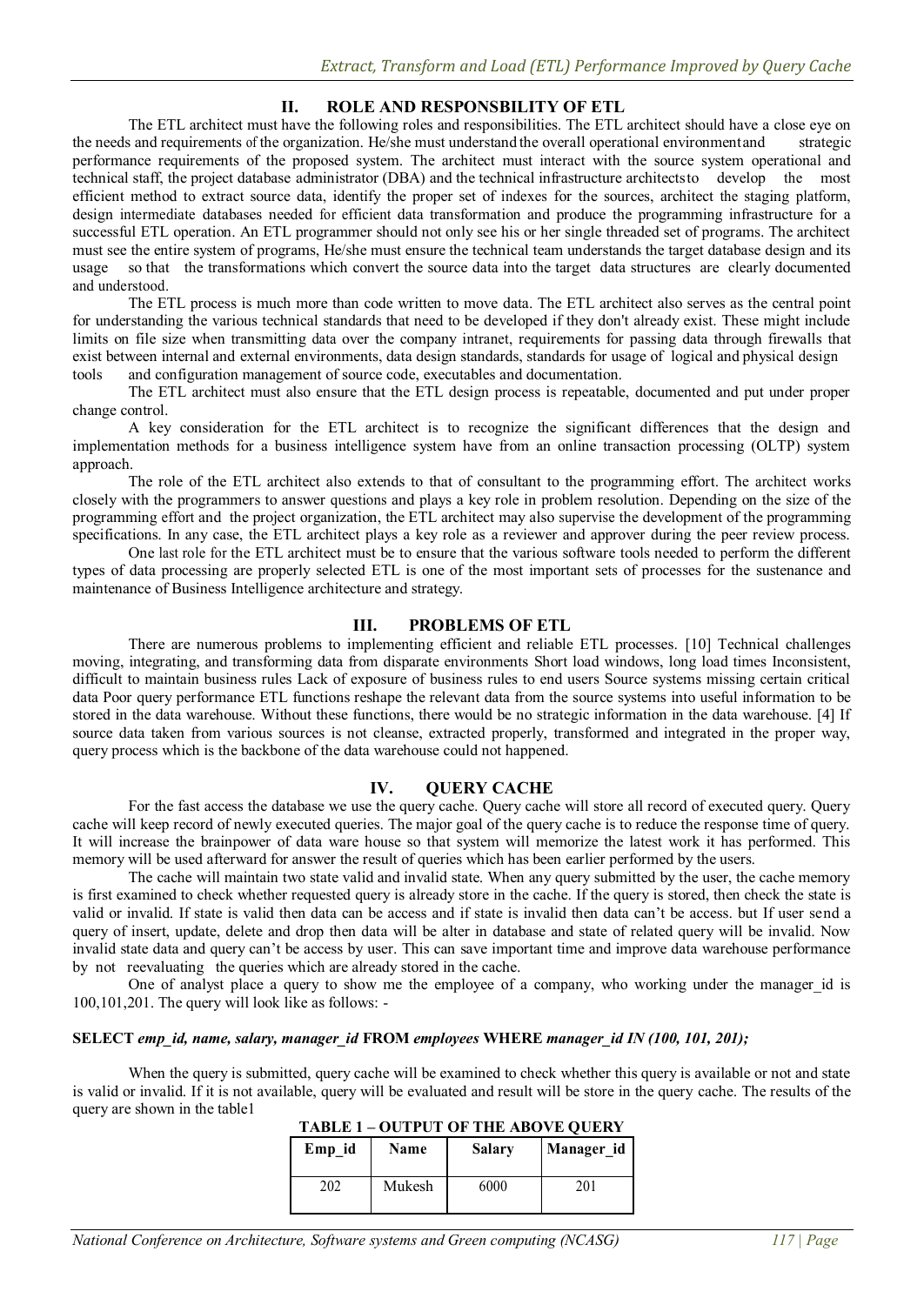## II. ROLE AND RESPONSBILITY OF ETL

The ETL architect must have the following roles and responsibilities. The ETL architect should have a close eye on the needs and requirements of the organization. He/she must understand the overall operational environment and strategic performance requirements of the proposed system. The architect must interact with the source system operational and technical staff, the project database administrator (DBA) and the technical infrastructure architects to develop the most efficient method to extract source data, identify the proper set of indexes for the sources, architect the staging platform, design intermediate databases needed for efficient data transformation and produce the programming infrastructure for a successful ETL operation. An ETL programmer should not only see his or her single threaded set of programs. The architect must see the entire system of programs, He/she must ensure the technical team understands the target database design and its usage so that the transformations which convert the source data into the target data structures are clearly documented and understood.

The ETL process is much more than code written to move data. The ETL architect also serves as the central point for understanding the various technical standards that need to be developed if they don't already exist. These might include limits on file size when transmitting data over the company intranet, requirements for passing data through firewalls that exist between internal and external environments, data design standards, standards for usage of logical and physical design tools and configuration management of source code, executables and documentation.

The ETL architect must also ensure that the ETL design process is repeatable, documented and put under proper change control.

A key consideration for the ETL architect is to recognize the significant differences that the design and implementation methods for a business intelligence system have from an online transaction processing (OLTP) system approach.

The role of the ETL architect also extends to that of consultant to the programming effort. The architect works closely with the programmers to answer questions and plays a key role in problem resolution. Depending on the size of the programming effort and the project organization, the ETL architect may also supervise the development of the programming specifications. In any case, the ETL architect plays a key role as a reviewer and approver during the peer review process.

One last role for the ETL architect must be to ensure that the various software tools needed to perform the different types of data processing are properly selected ETL is one of the most important sets of processes for the sustenance and maintenance of Business Intelligence architecture and strategy.

## III. PROBLEMS OF ETL

There are numerous problems to implementing efficient and reliable ETL processes. [10] Technical challenges moving, integrating, and transforming data from disparate environments Short load windows, long load times Inconsistent, difficult to maintain business rules Lack of exposure of business rules to end users Source systems missing certain critical data Poor query performance ETL functions reshape the relevant data from the source systems into useful information to be stored in the data warehouse. Without these functions, there would be no strategic information in the data warehouse. [4] If source data taken from various sources is not cleanse, extracted properly, transformed and integrated in the proper way, query process which is the backbone of the data warehouse could not happened.

## IV. QUERY CACHE

For the fast access the database we use the query cache. Query cache will store all record of executed query. Query cache will keep record of newly executed queries. The major goal of the query cache is to reduce the response time of query. It will increase the brainpower of data ware house so that system will memorize the latest work it has performed. This memory will be used afterward for answer the result of queries which has been earlier performed by the users.

The cache will maintain two state valid and invalid state. When any query submitted by the user, the cache memory is first examined to check whether requested query is already store in the cache. If the query is stored, then check the state is valid or invalid. If state is valid then data can be access and if state is invalid then data can't be access. but If user send a query of insert, update, delete and drop then data will be alter in database and state of related query will be invalid. Now invalid state data and query can't be access by user. This can save important time and improve data warehouse performance by not reevaluating the queries which are already stored in the cache.

One of analyst place a query to show me the employee of a company, who working under the manager_id is 100,101,201. The query will look like as follows: -

**SELECT** ***emp_id, name, salary, manager_id*** **FROM** ***employees*** **WHERE** ***manager_id IN (100, 101, 201);***

When the query is submitted, query cache will be examined to check whether this query is available or not and state is valid or invalid. If it is not available, query will be evaluated and result will be store in the query cache. The results of the query are shown in the table1

**TABLE 1 – OUTPUT OF THE ABOVE QUERY**

| Emp_id | Name | Salary | Manager_id |
|---|---|---|---|
| 202 | Mukesh | 6000 | 201 |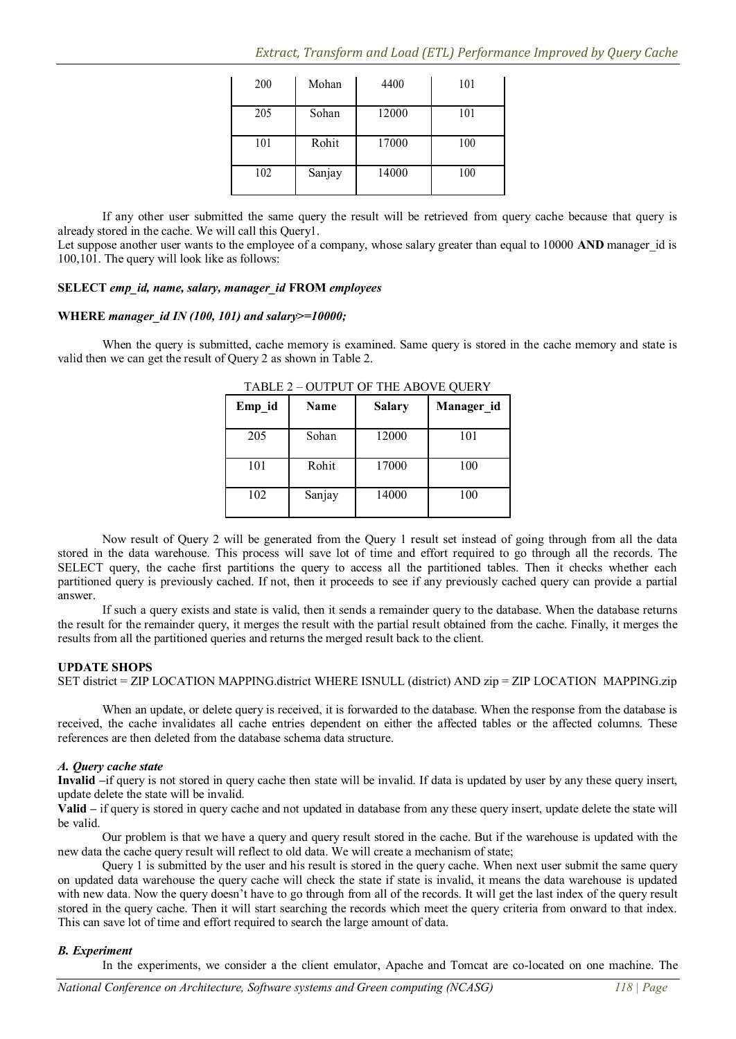| 200 | Mohan | 4400 | 101 |
|---|---|---|---|
| 205 | Sohan | 12000 | 101 |
| 101 | Rohit | 17000 | 100 |
| 102 | Sanjay | 14000 | 100 |

If any other user submitted the same query the result will be retrieved from query cache because that query is already stored in the cache. We will call this Query1.

Let suppose another user wants to the employee of a company, whose salary greater than equal to 10000 **AND** manager_id is 100,101. The query will look like as follows:

**SELECT** ***emp_id, name, salary, manager_id*** **FROM** ***employees***

**WHERE** ***manager_id IN (100, 101) and salary>=10000;***

When the query is submitted, cache memory is examined. Same query is stored in the cache memory and state is valid then we can get the result of Query 2 as shown in Table 2.

TABLE 2 – OUTPUT OF THE ABOVE QUERY

| Emp_id | Name | Salary | Manager_id |
|---|---|---|---|
| 205 | Sohan | 12000 | 101 |
| 101 | Rohit | 17000 | 100 |
| 102 | Sanjay | 14000 | 100 |

Now result of Query 2 will be generated from the Query 1 result set instead of going through from all the data stored in the data warehouse. This process will save lot of time and effort required to go through all the records. The SELECT query, the cache first partitions the query to access all the partitioned tables. Then it checks whether each partitioned query is previously cached. If not, then it proceeds to see if any previously cached query can provide a partial answer.

If such a query exists and state is valid, then it sends a remainder query to the database. When the database returns the result for the remainder query, it merges the result with the partial result obtained from the cache. Finally, it merges the results from all the partitioned queries and returns the merged result back to the client.

**UPDATE SHOPS**

SET district = ZIP LOCATION MAPPING.district WHERE ISNULL (district) AND zip = ZIP LOCATION MAPPING.zip

When an update, or delete query is received, it is forwarded to the database. When the response from the database is received, the cache invalidates all cache entries dependent on either the affected tables or the affected columns. These references are then deleted from the database schema data structure.

### *A. Query cache state*

**Invalid** –if query is not stored in query cache then state will be invalid. If data is updated by user by any these query insert, update delete the state will be invalid.

**Valid** – if query is stored in query cache and not updated in database from any these query insert, update delete the state will be valid.

Our problem is that we have a query and query result stored in the cache. But if the warehouse is updated with the new data the cache query result will reflect to old data. We will create a mechanism of state;

Query 1 is submitted by the user and his result is stored in the query cache. When next user submit the same query on updated data warehouse the query cache will check the state if state is invalid, it means the data warehouse is updated with new data. Now the query doesn't have to go through from all of the records. It will get the last index of the query result stored in the query cache. Then it will start searching the records which meet the query criteria from onward to that index. This can save lot of time and effort required to search the large amount of data.

### *B. Experiment*

In the experiments, we consider a the client emulator, Apache and Tomcat are co-located on one machine. The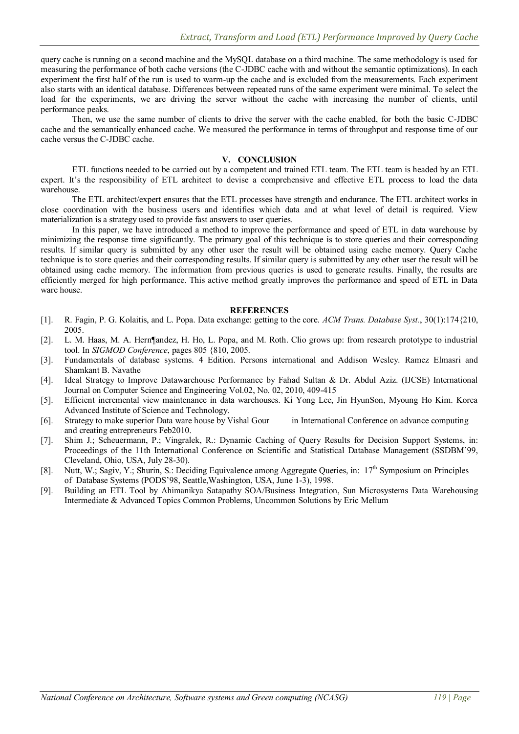query cache is running on a second machine and the MySQL database on a third machine. The same methodology is used for measuring the performance of both cache versions (the C-JDBC cache with and without the semantic optimizations). In each experiment the first half of the run is used to warm-up the cache and is excluded from the measurements. Each experiment also starts with an identical database. Differences between repeated runs of the same experiment were minimal. To select the load for the experiments, we are driving the server without the cache with increasing the number of clients, until performance peaks.

Then, we use the same number of clients to drive the server with the cache enabled, for both the basic C-JDBC cache and the semantically enhanced cache. We measured the performance in terms of throughput and response time of our cache versus the C-JDBC cache.

## V. CONCLUSION

ETL functions needed to be carried out by a competent and trained ETL team. The ETL team is headed by an ETL expert. It's the responsibility of ETL architect to devise a comprehensive and effective ETL process to load the data warehouse.

The ETL architect/expert ensures that the ETL processes have strength and endurance. The ETL architect works in close coordination with the business users and identifies which data and at what level of detail is required. View materialization is a strategy used to provide fast answers to user queries.

In this paper, we have introduced a method to improve the performance and speed of ETL in data warehouse by minimizing the response time significantly. The primary goal of this technique is to store queries and their corresponding results. If similar query is submitted by any other user the result will be obtained using cache memory. Query Cache technique is to store queries and their corresponding results. If similar query is submitted by any other user the result will be obtained using cache memory. The information from previous queries is used to generate results. Finally, the results are efficiently merged for high performance. This active method greatly improves the performance and speed of ETL in Data ware house.

## REFERENCES

[1]. R. Fagin, P. G. Kolaitis, and L. Popa. Data exchange: getting to the core. *ACM Trans. Database Syst.*, 30(1):174{210, 2005.

[2]. L. M. Haas, M. A. Hern¶andez, H. Ho, L. Popa, and M. Roth. Clio grows up: from research prototype to industrial tool. In *SIGMOD Conference*, pages 805 {810, 2005.

[3]. Fundamentals of database systems. 4 Edition. Persons international and Addison Wesley. Ramez Elmasri and Shamkant B. Navathe

[4]. Ideal Strategy to Improve Datawarehouse Performance by Fahad Sultan & Dr. Abdul Aziz. (IJCSE) International Journal on Computer Science and Engineering Vol.02, No. 02, 2010, 409-415

[5]. Efficient incremental view maintenance in data warehouses. Ki Yong Lee, Jin HyunSon, Myoung Ho Kim. Korea Advanced Institute of Science and Technology.

[6]. Strategy to make superior Data ware house by Vishal Gour in International Conference on advance computing and creating entrepreneurs Feb2010.

[7]. Shim J.; Scheuermann, P.; Vingralek, R.: Dynamic Caching of Query Results for Decision Support Systems, in: Proceedings of the 11th International Conference on Scientific and Statistical Database Management (SSDBM'99, Cleveland, Ohio, USA, July 28-30).

[8]. Nutt, W.; Sagiv, Y.; Shurin, S.: Deciding Equivalence among Aggregate Queries, in: 17th Symposium on Principles of Database Systems (PODS'98, Seattle,Washington, USA, June 1-3), 1998.

[9]. Building an ETL Tool by Ahimanikya Satapathy SOA/Business Integration, Sun Microsystems Data Warehousing Intermediate & Advanced Topics Common Problems, Uncommon Solutions by Eric Mellum